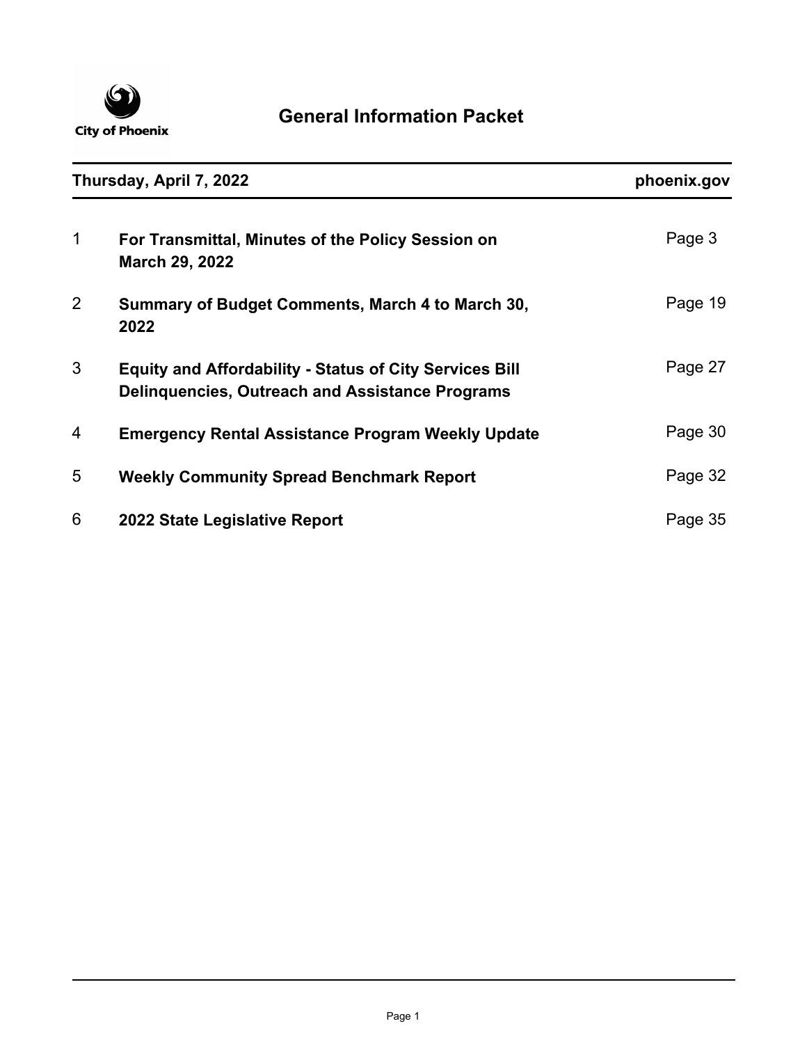City of Phoenix

# General Information Packet

**Thursday, April 7, 2022** **phoenix.gov**

| | | |
|---|---|---|
| 1 | **For Transmittal, Minutes of the Policy Session on March 29, 2022** | Page 3 |
| 2 | **Summary of Budget Comments, March 4 to March 30, 2022** | Page 19 |
| 3 | **Equity and Affordability - Status of City Services Bill Delinquencies, Outreach and Assistance Programs** | Page 27 |
| 4 | **Emergency Rental Assistance Program Weekly Update** | Page 30 |
| 5 | **Weekly Community Spread Benchmark Report** | Page 32 |
| 6 | **2022 State Legislative Report** | Page 35 |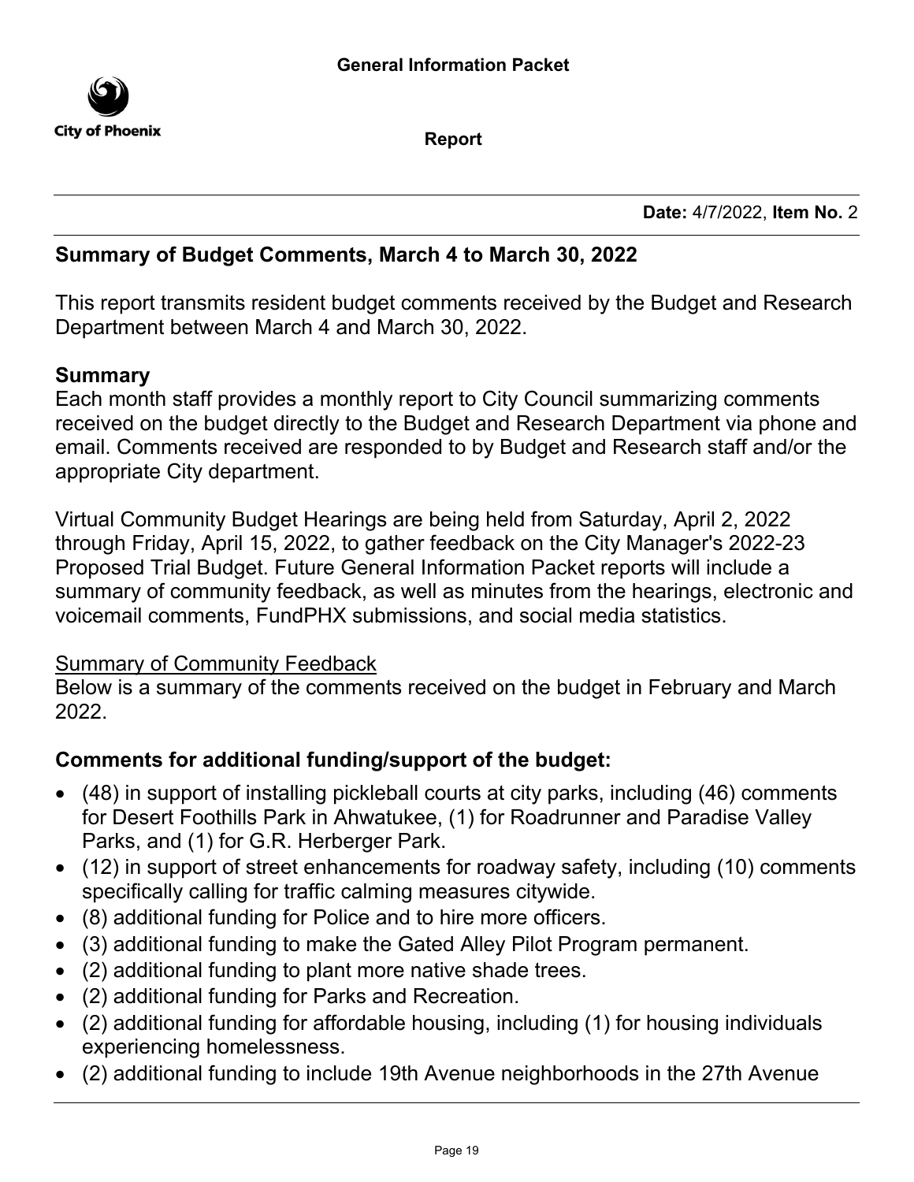General Information Packet

City of Phoenix

Report

**Date:** 4/7/2022, **Item No.** 2

## Summary of Budget Comments, March 4 to March 30, 2022

This report transmits resident budget comments received by the Budget and Research Department between March 4 and March 30, 2022.

### Summary

Each month staff provides a monthly report to City Council summarizing comments received on the budget directly to the Budget and Research Department via phone and email. Comments received are responded to by Budget and Research staff and/or the appropriate City department.

Virtual Community Budget Hearings are being held from Saturday, April 2, 2022 through Friday, April 15, 2022, to gather feedback on the City Manager's 2022-23 Proposed Trial Budget. Future General Information Packet reports will include a summary of community feedback, as well as minutes from the hearings, electronic and voicemail comments, FundPHX submissions, and social media statistics.

Summary of Community Feedback

Below is a summary of the comments received on the budget in February and March 2022.

### Comments for additional funding/support of the budget:

- (48) in support of installing pickleball courts at city parks, including (46) comments for Desert Foothills Park in Ahwatukee, (1) for Roadrunner and Paradise Valley Parks, and (1) for G.R. Herberger Park.
- (12) in support of street enhancements for roadway safety, including (10) comments specifically calling for traffic calming measures citywide.
- (8) additional funding for Police and to hire more officers.
- (3) additional funding to make the Gated Alley Pilot Program permanent.
- (2) additional funding to plant more native shade trees.
- (2) additional funding for Parks and Recreation.
- (2) additional funding for affordable housing, including (1) for housing individuals experiencing homelessness.
- (2) additional funding to include 19th Avenue neighborhoods in the 27th Avenue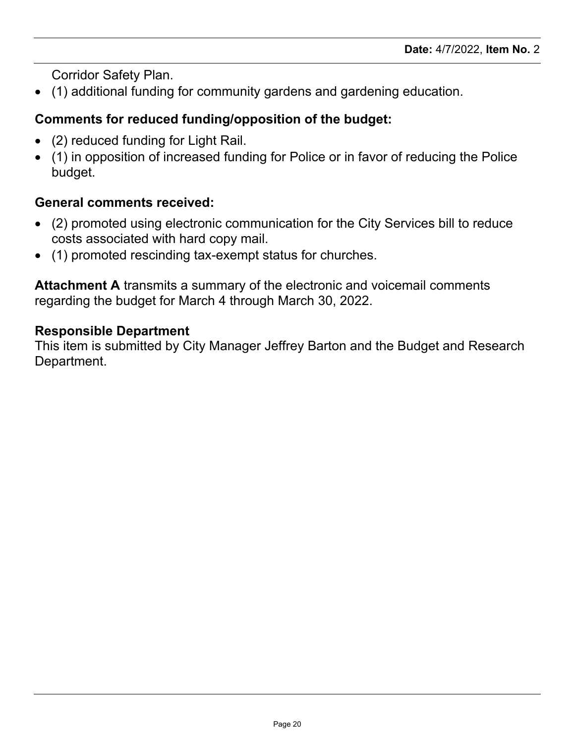Corridor Safety Plan.
- (1) additional funding for community gardens and gardening education.

**Comments for reduced funding/opposition of the budget:**

- (2) reduced funding for Light Rail.
- (1) in opposition of increased funding for Police or in favor of reducing the Police budget.

**General comments received:**

- (2) promoted using electronic communication for the City Services bill to reduce costs associated with hard copy mail.
- (1) promoted rescinding tax-exempt status for churches.

**Attachment A** transmits a summary of the electronic and voicemail comments regarding the budget for March 4 through March 30, 2022.

**Responsible Department**
This item is submitted by City Manager Jeffrey Barton and the Budget and Research Department.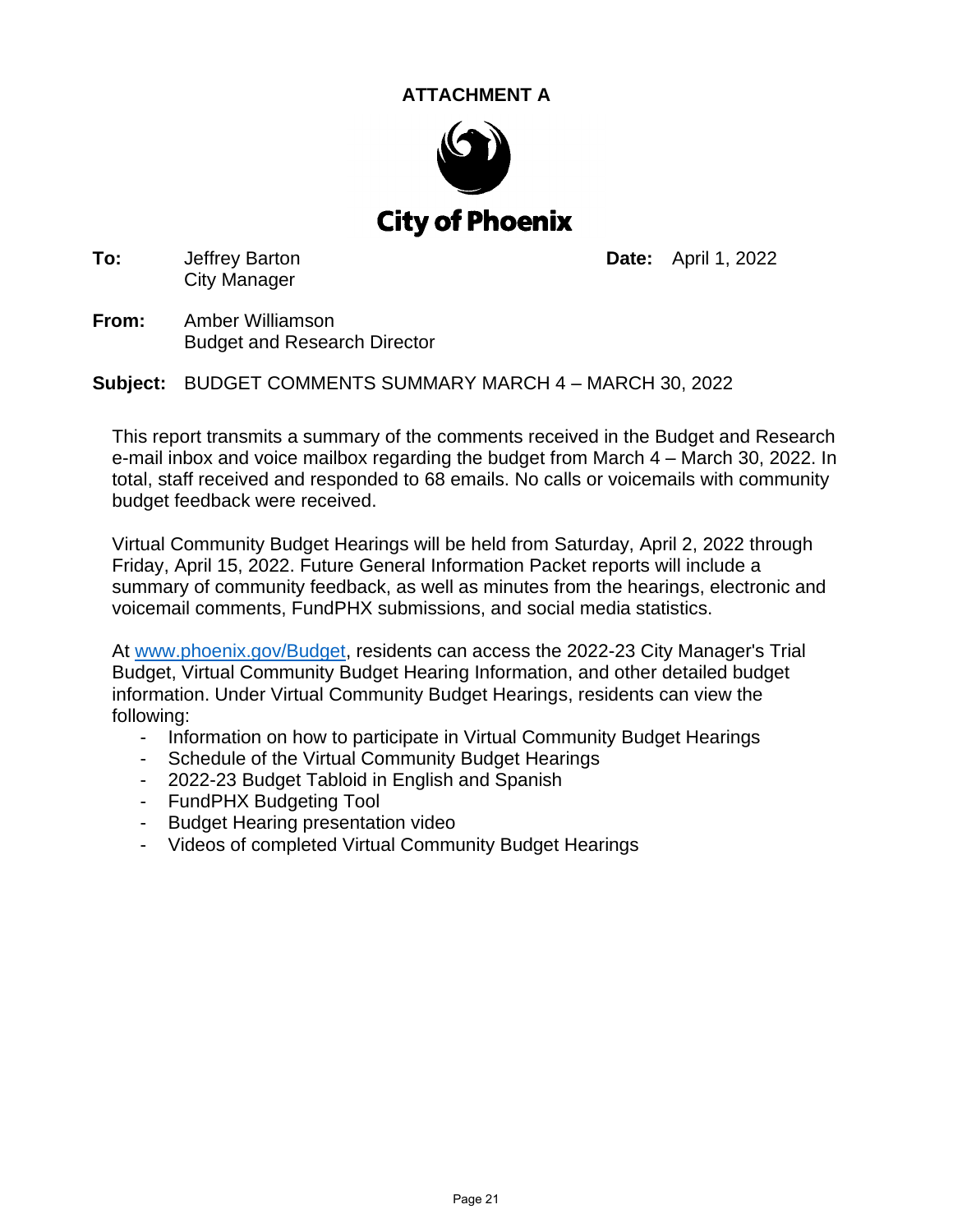# ATTACHMENT A

**City of Phoenix**

**To:** Jeffrey Barton
City Manager

**Date:** April 1, 2022

**From:** Amber Williamson
Budget and Research Director

**Subject:** BUDGET COMMENTS SUMMARY MARCH 4 – MARCH 30, 2022

This report transmits a summary of the comments received in the Budget and Research e-mail inbox and voice mailbox regarding the budget from March 4 – March 30, 2022. In total, staff received and responded to 68 emails. No calls or voicemails with community budget feedback were received.

Virtual Community Budget Hearings will be held from Saturday, April 2, 2022 through Friday, April 15, 2022. Future General Information Packet reports will include a summary of community feedback, as well as minutes from the hearings, electronic and voicemail comments, FundPHX submissions, and social media statistics.

At [www.phoenix.gov/Budget](http://www.phoenix.gov/Budget), residents can access the 2022-23 City Manager's Trial Budget, Virtual Community Budget Hearing Information, and other detailed budget information. Under Virtual Community Budget Hearings, residents can view the following:

- Information on how to participate in Virtual Community Budget Hearings
- Schedule of the Virtual Community Budget Hearings
- 2022-23 Budget Tabloid in English and Spanish
- FundPHX Budgeting Tool
- Budget Hearing presentation video
- Videos of completed Virtual Community Budget Hearings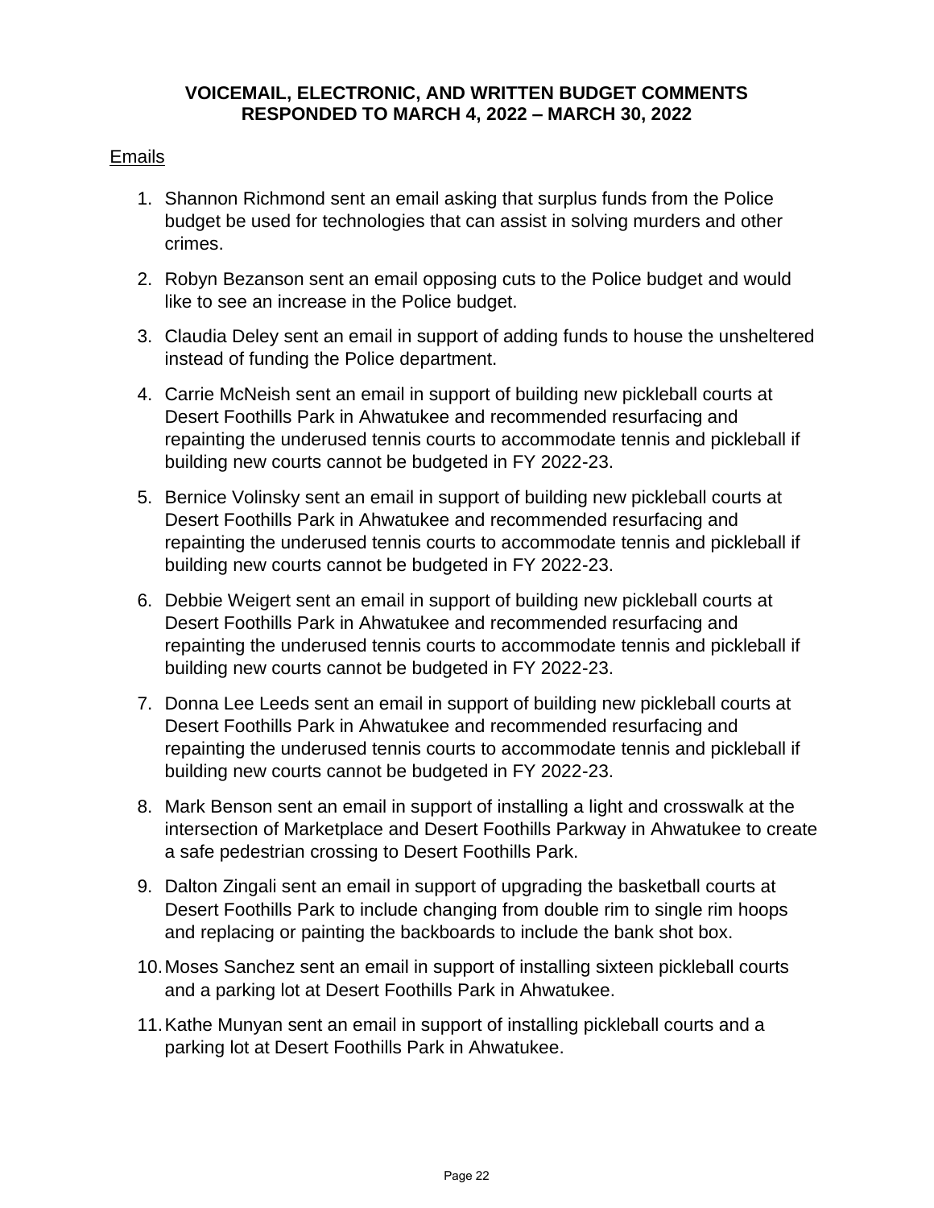**VOICEMAIL, ELECTRONIC, AND WRITTEN BUDGET COMMENTS RESPONDED TO MARCH 4, 2022 – MARCH 30, 2022**

Emails

1. Shannon Richmond sent an email asking that surplus funds from the Police budget be used for technologies that can assist in solving murders and other crimes.
2. Robyn Bezanson sent an email opposing cuts to the Police budget and would like to see an increase in the Police budget.
3. Claudia Deley sent an email in support of adding funds to house the unsheltered instead of funding the Police department.
4. Carrie McNeish sent an email in support of building new pickleball courts at Desert Foothills Park in Ahwatukee and recommended resurfacing and repainting the underused tennis courts to accommodate tennis and pickleball if building new courts cannot be budgeted in FY 2022-23.
5. Bernice Volinsky sent an email in support of building new pickleball courts at Desert Foothills Park in Ahwatukee and recommended resurfacing and repainting the underused tennis courts to accommodate tennis and pickleball if building new courts cannot be budgeted in FY 2022-23.
6. Debbie Weigert sent an email in support of building new pickleball courts at Desert Foothills Park in Ahwatukee and recommended resurfacing and repainting the underused tennis courts to accommodate tennis and pickleball if building new courts cannot be budgeted in FY 2022-23.
7. Donna Lee Leeds sent an email in support of building new pickleball courts at Desert Foothills Park in Ahwatukee and recommended resurfacing and repainting the underused tennis courts to accommodate tennis and pickleball if building new courts cannot be budgeted in FY 2022-23.
8. Mark Benson sent an email in support of installing a light and crosswalk at the intersection of Marketplace and Desert Foothills Parkway in Ahwatukee to create a safe pedestrian crossing to Desert Foothills Park.
9. Dalton Zingali sent an email in support of upgrading the basketball courts at Desert Foothills Park to include changing from double rim to single rim hoops and replacing or painting the backboards to include the bank shot box.
10. Moses Sanchez sent an email in support of installing sixteen pickleball courts and a parking lot at Desert Foothills Park in Ahwatukee.
11. Kathe Munyan sent an email in support of installing pickleball courts and a parking lot at Desert Foothills Park in Ahwatukee.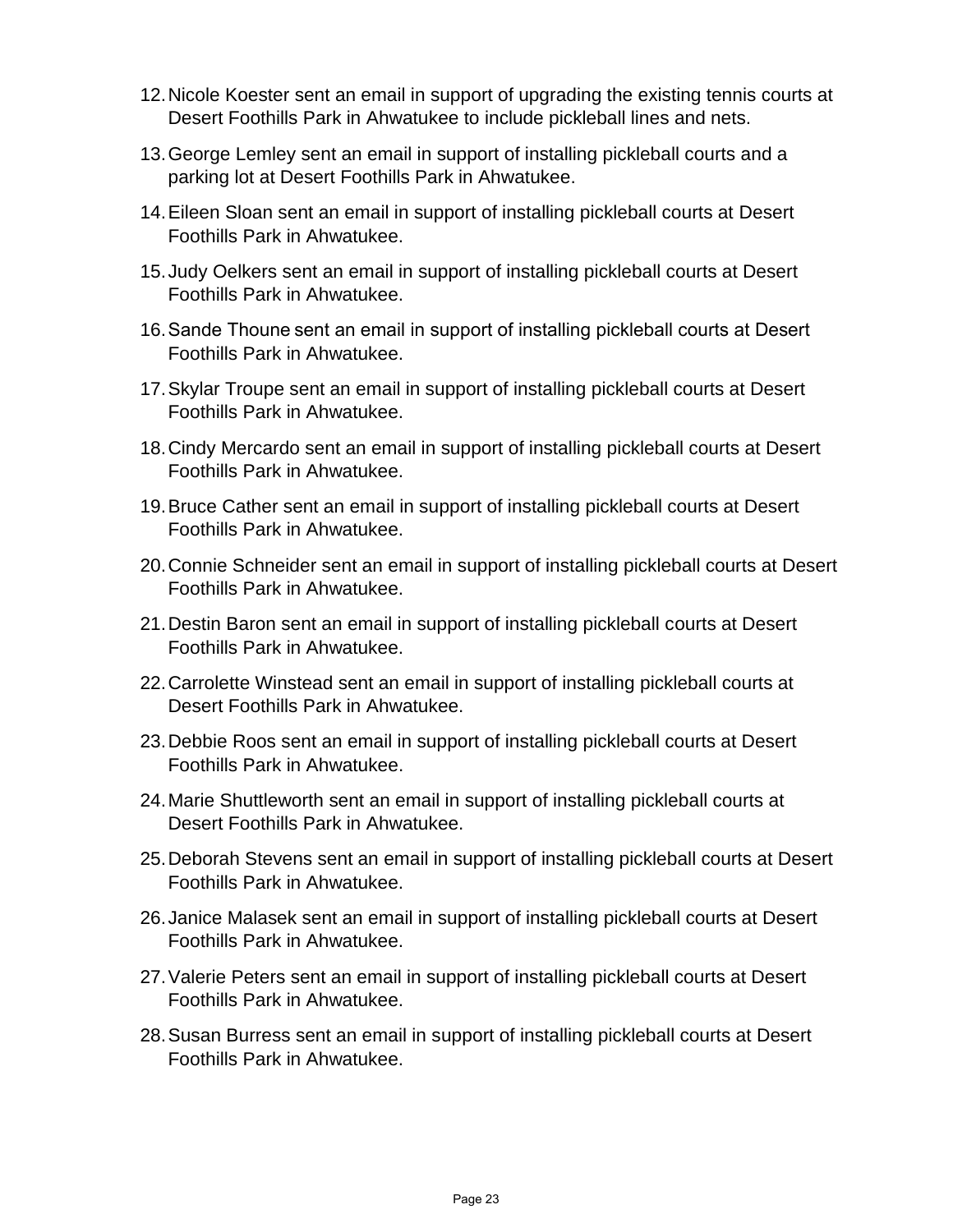12. Nicole Koester sent an email in support of upgrading the existing tennis courts at Desert Foothills Park in Ahwatukee to include pickleball lines and nets.

13. George Lemley sent an email in support of installing pickleball courts and a parking lot at Desert Foothills Park in Ahwatukee.

14. Eileen Sloan sent an email in support of installing pickleball courts at Desert Foothills Park in Ahwatukee.

15. Judy Oelkers sent an email in support of installing pickleball courts at Desert Foothills Park in Ahwatukee.

16. Sande Thoune sent an email in support of installing pickleball courts at Desert Foothills Park in Ahwatukee.

17. Skylar Troupe sent an email in support of installing pickleball courts at Desert Foothills Park in Ahwatukee.

18. Cindy Mercardo sent an email in support of installing pickleball courts at Desert Foothills Park in Ahwatukee.

19. Bruce Cather sent an email in support of installing pickleball courts at Desert Foothills Park in Ahwatukee.

20. Connie Schneider sent an email in support of installing pickleball courts at Desert Foothills Park in Ahwatukee.

21. Destin Baron sent an email in support of installing pickleball courts at Desert Foothills Park in Ahwatukee.

22. Carrolette Winstead sent an email in support of installing pickleball courts at Desert Foothills Park in Ahwatukee.

23. Debbie Roos sent an email in support of installing pickleball courts at Desert Foothills Park in Ahwatukee.

24. Marie Shuttleworth sent an email in support of installing pickleball courts at Desert Foothills Park in Ahwatukee.

25. Deborah Stevens sent an email in support of installing pickleball courts at Desert Foothills Park in Ahwatukee.

26. Janice Malasek sent an email in support of installing pickleball courts at Desert Foothills Park in Ahwatukee.

27. Valerie Peters sent an email in support of installing pickleball courts at Desert Foothills Park in Ahwatukee.

28. Susan Burress sent an email in support of installing pickleball courts at Desert Foothills Park in Ahwatukee.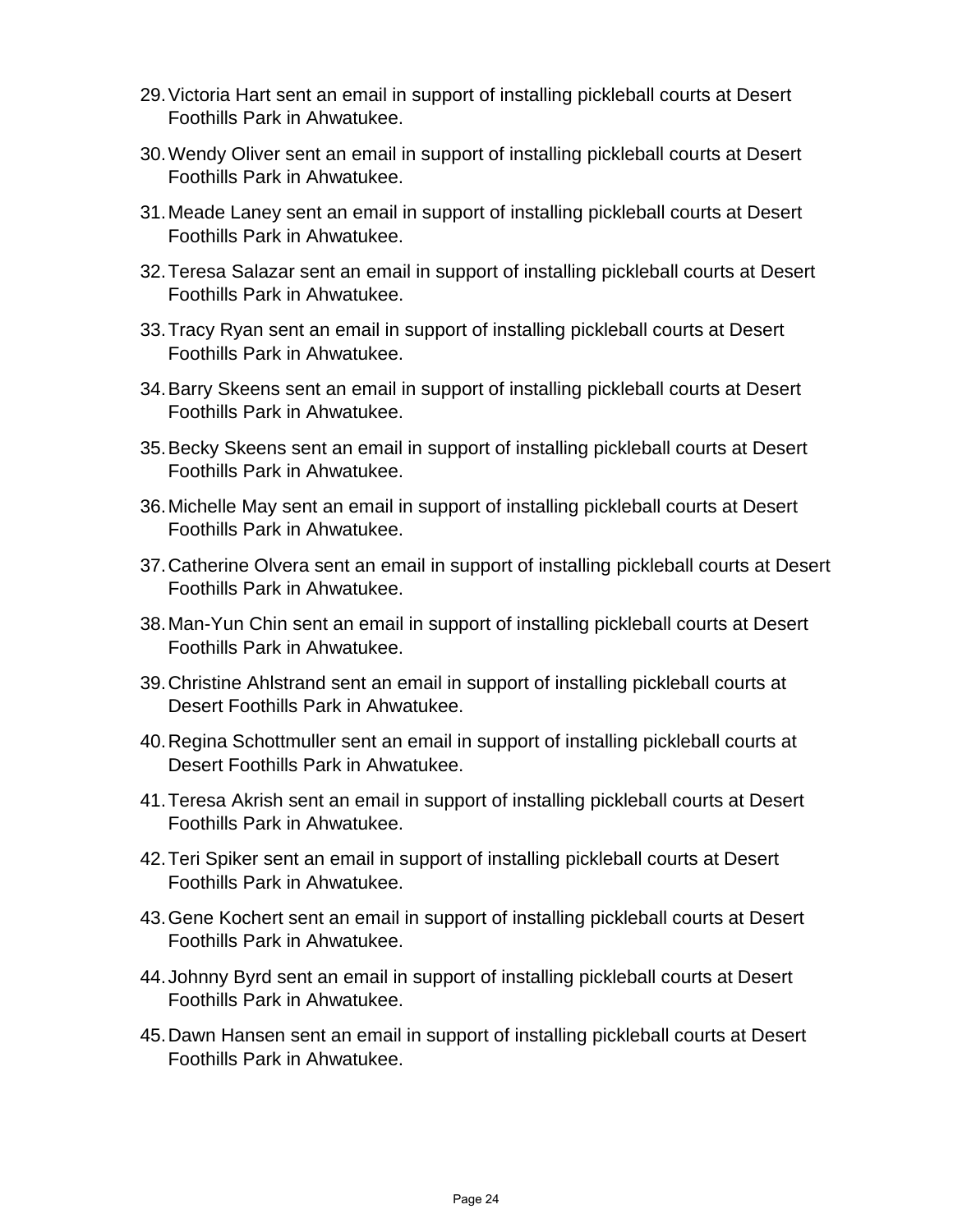29. Victoria Hart sent an email in support of installing pickleball courts at Desert Foothills Park in Ahwatukee.
30. Wendy Oliver sent an email in support of installing pickleball courts at Desert Foothills Park in Ahwatukee.
31. Meade Laney sent an email in support of installing pickleball courts at Desert Foothills Park in Ahwatukee.
32. Teresa Salazar sent an email in support of installing pickleball courts at Desert Foothills Park in Ahwatukee.
33. Tracy Ryan sent an email in support of installing pickleball courts at Desert Foothills Park in Ahwatukee.
34. Barry Skeens sent an email in support of installing pickleball courts at Desert Foothills Park in Ahwatukee.
35. Becky Skeens sent an email in support of installing pickleball courts at Desert Foothills Park in Ahwatukee.
36. Michelle May sent an email in support of installing pickleball courts at Desert Foothills Park in Ahwatukee.
37. Catherine Olvera sent an email in support of installing pickleball courts at Desert Foothills Park in Ahwatukee.
38. Man-Yun Chin sent an email in support of installing pickleball courts at Desert Foothills Park in Ahwatukee.
39. Christine Ahlstrand sent an email in support of installing pickleball courts at Desert Foothills Park in Ahwatukee.
40. Regina Schottmuller sent an email in support of installing pickleball courts at Desert Foothills Park in Ahwatukee.
41. Teresa Akrish sent an email in support of installing pickleball courts at Desert Foothills Park in Ahwatukee.
42. Teri Spiker sent an email in support of installing pickleball courts at Desert Foothills Park in Ahwatukee.
43. Gene Kochert sent an email in support of installing pickleball courts at Desert Foothills Park in Ahwatukee.
44. Johnny Byrd sent an email in support of installing pickleball courts at Desert Foothills Park in Ahwatukee.
45. Dawn Hansen sent an email in support of installing pickleball courts at Desert Foothills Park in Ahwatukee.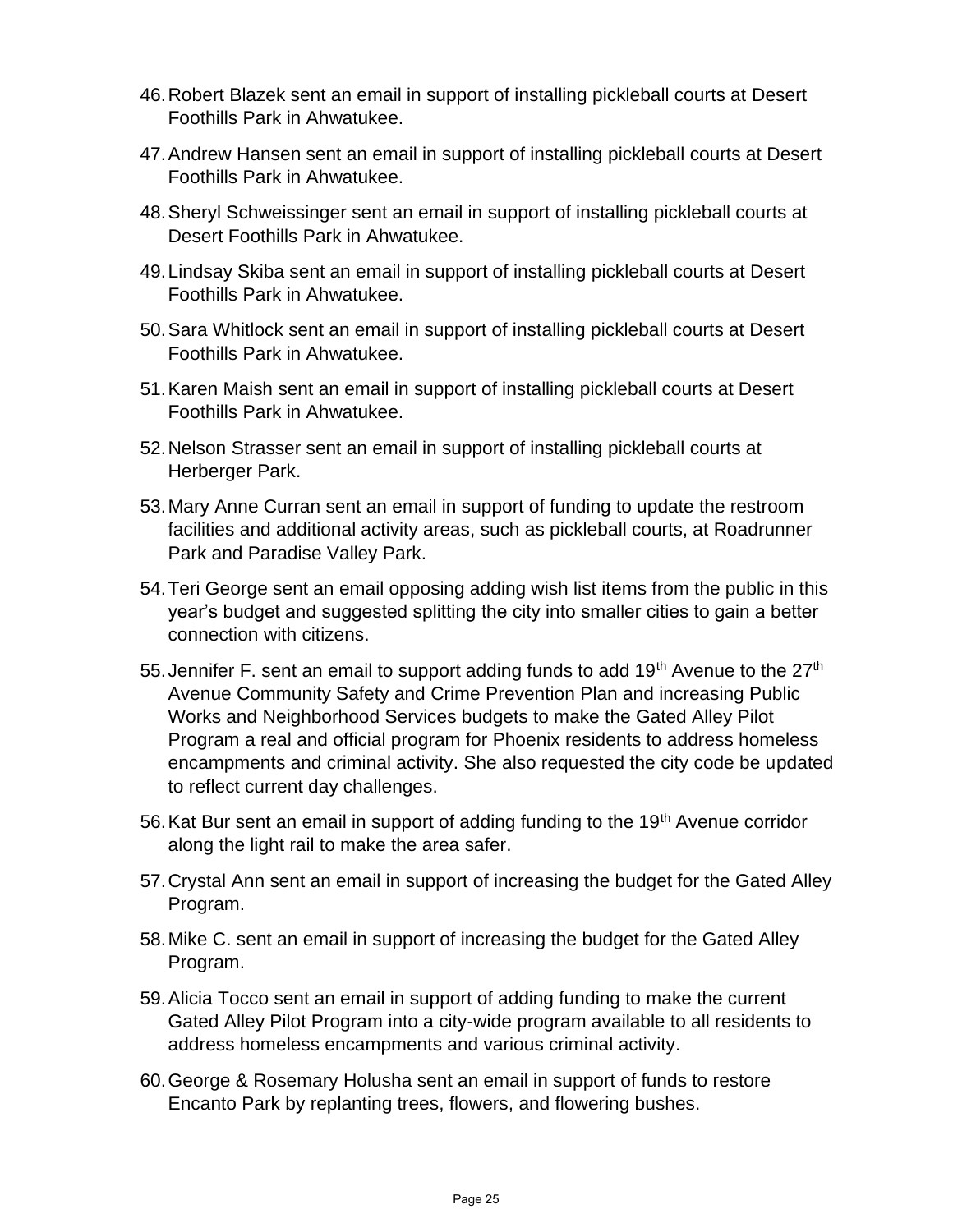46. Robert Blazek sent an email in support of installing pickleball courts at Desert Foothills Park in Ahwatukee.

47. Andrew Hansen sent an email in support of installing pickleball courts at Desert Foothills Park in Ahwatukee.

48. Sheryl Schweissinger sent an email in support of installing pickleball courts at Desert Foothills Park in Ahwatukee.

49. Lindsay Skiba sent an email in support of installing pickleball courts at Desert Foothills Park in Ahwatukee.

50. Sara Whitlock sent an email in support of installing pickleball courts at Desert Foothills Park in Ahwatukee.

51. Karen Maish sent an email in support of installing pickleball courts at Desert Foothills Park in Ahwatukee.

52. Nelson Strasser sent an email in support of installing pickleball courts at Herberger Park.

53. Mary Anne Curran sent an email in support of funding to update the restroom facilities and additional activity areas, such as pickleball courts, at Roadrunner Park and Paradise Valley Park.

54. Teri George sent an email opposing adding wish list items from the public in this year's budget and suggested splitting the city into smaller cities to gain a better connection with citizens.

55. Jennifer F. sent an email to support adding funds to add 19th Avenue to the 27th Avenue Community Safety and Crime Prevention Plan and increasing Public Works and Neighborhood Services budgets to make the Gated Alley Pilot Program a real and official program for Phoenix residents to address homeless encampments and criminal activity. She also requested the city code be updated to reflect current day challenges.

56. Kat Bur sent an email in support of adding funding to the 19th Avenue corridor along the light rail to make the area safer.

57. Crystal Ann sent an email in support of increasing the budget for the Gated Alley Program.

58. Mike C. sent an email in support of increasing the budget for the Gated Alley Program.

59. Alicia Tocco sent an email in support of adding funding to make the current Gated Alley Pilot Program into a city-wide program available to all residents to address homeless encampments and various criminal activity.

60. George & Rosemary Holusha sent an email in support of funds to restore Encanto Park by replanting trees, flowers, and flowering bushes.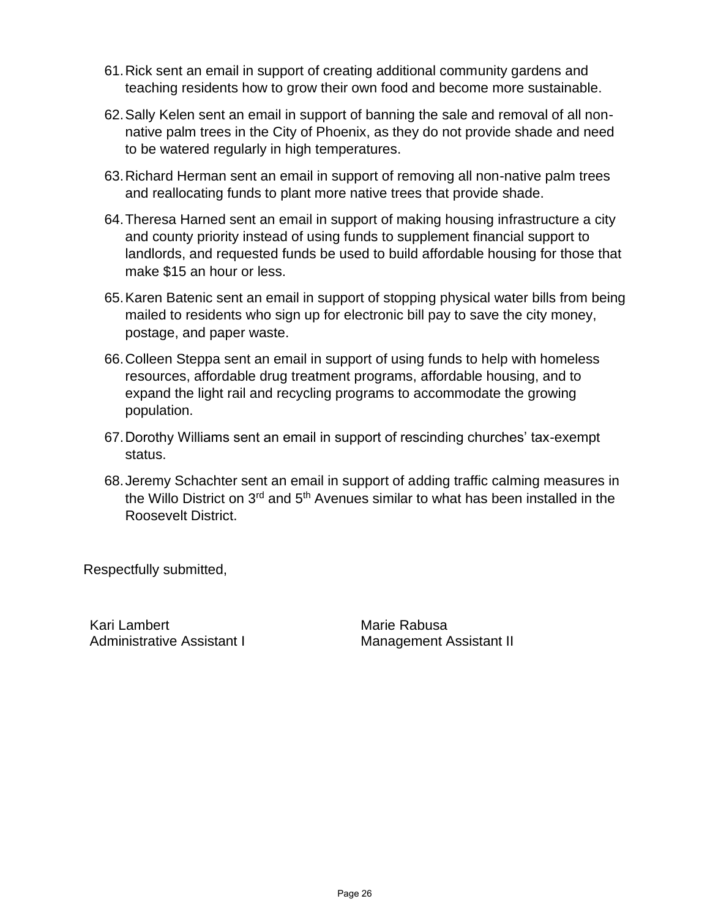61. Rick sent an email in support of creating additional community gardens and teaching residents how to grow their own food and become more sustainable.

62. Sally Kelen sent an email in support of banning the sale and removal of all non-native palm trees in the City of Phoenix, as they do not provide shade and need to be watered regularly in high temperatures.

63. Richard Herman sent an email in support of removing all non-native palm trees and reallocating funds to plant more native trees that provide shade.

64. Theresa Harned sent an email in support of making housing infrastructure a city and county priority instead of using funds to supplement financial support to landlords, and requested funds be used to build affordable housing for those that make $15 an hour or less.

65. Karen Batenic sent an email in support of stopping physical water bills from being mailed to residents who sign up for electronic bill pay to save the city money, postage, and paper waste.

66. Colleen Steppa sent an email in support of using funds to help with homeless resources, affordable drug treatment programs, affordable housing, and to expand the light rail and recycling programs to accommodate the growing population.

67. Dorothy Williams sent an email in support of rescinding churches' tax-exempt status.

68. Jeremy Schachter sent an email in support of adding traffic calming measures in the Willo District on 3rd and 5th Avenues similar to what has been installed in the Roosevelt District.

Respectfully submitted,

Kari Lambert
Administrative Assistant I

Marie Rabusa
Management Assistant II